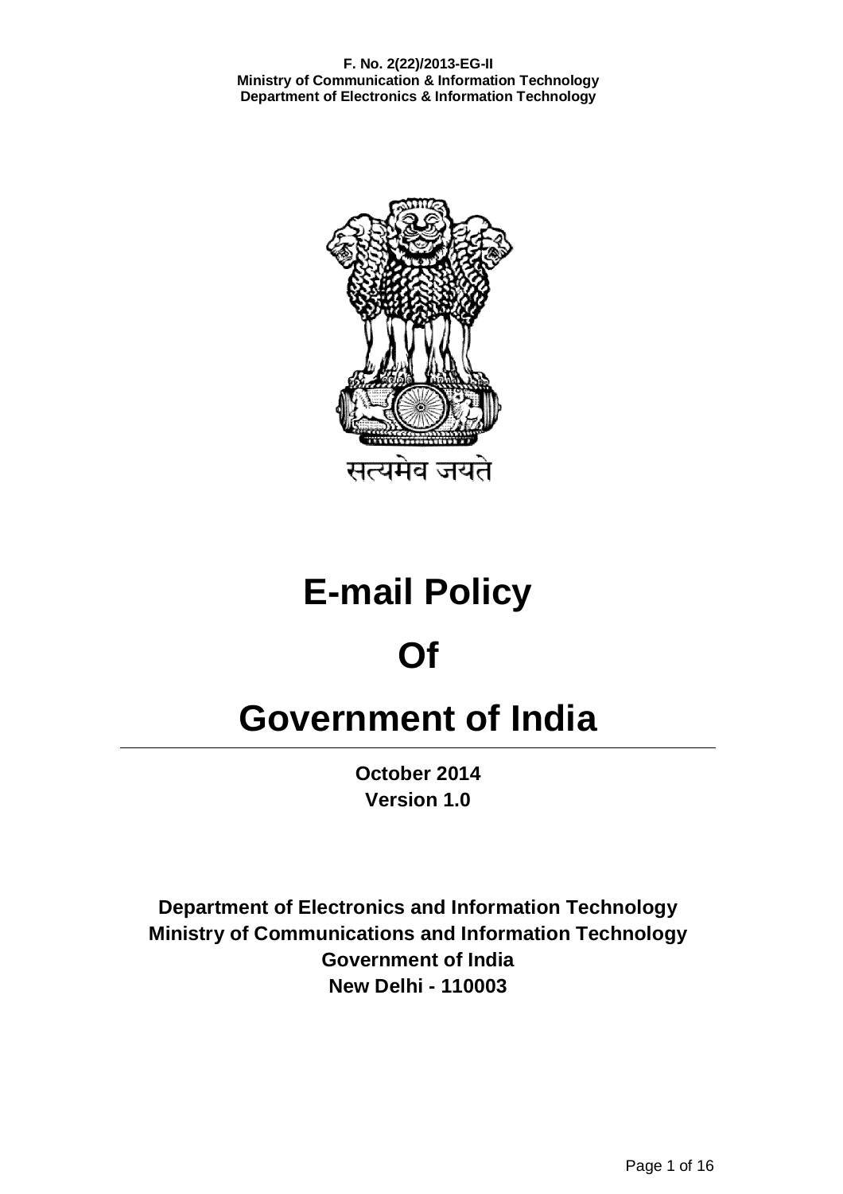**F. No. 2(22)/2013-EG-II**
**Ministry of Communication & Information Technology**
**Department of Electronics & Information Technology**

सत्यमेव जयते

# E-mail Policy

# Of

# Government of India

---

**October 2014**
**Version 1.0**

**Department of Electronics and Information Technology**
**Ministry of Communications and Information Technology**
**Government of India**
**New Delhi - 110003**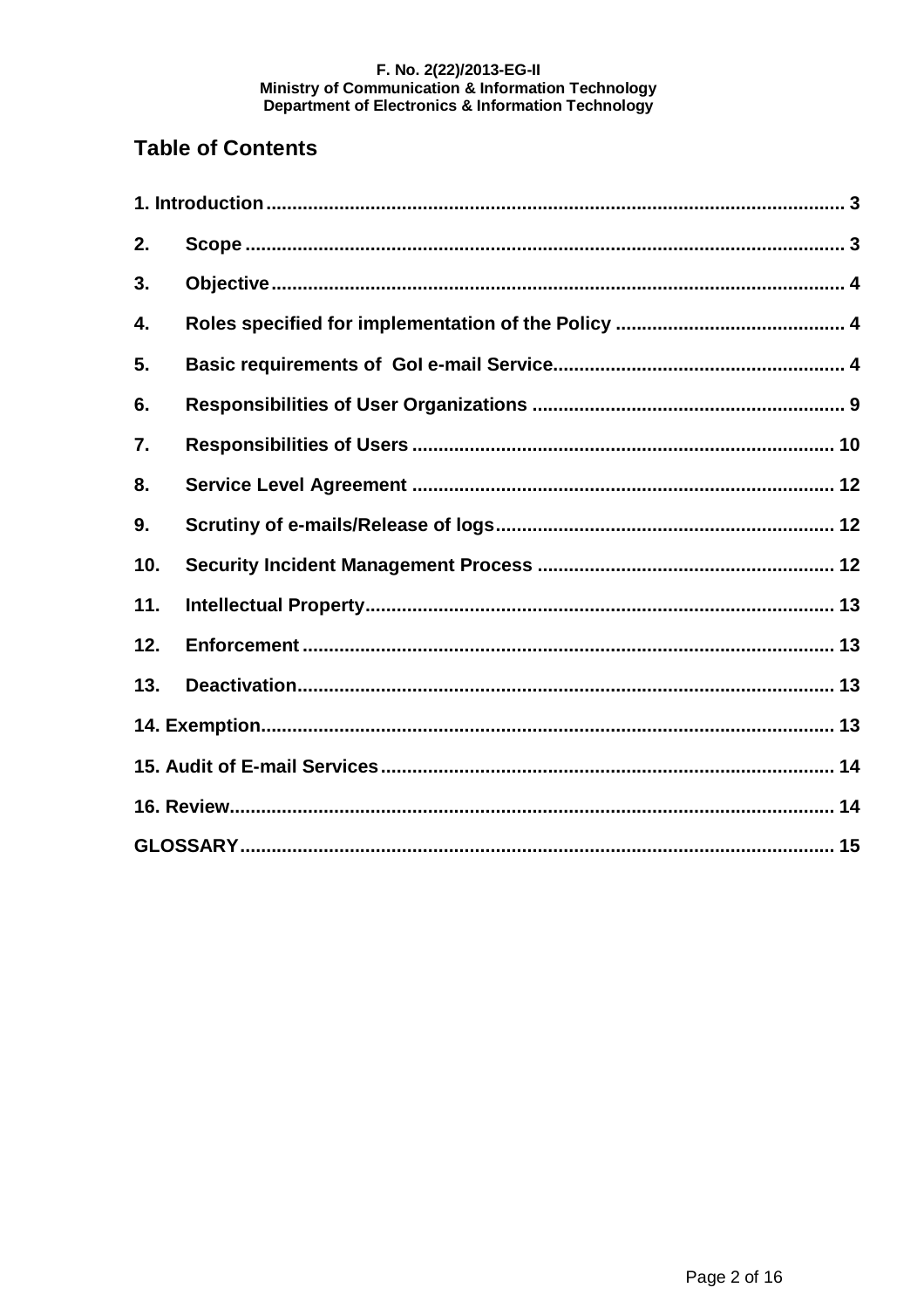F. No. 2(22)/2013-EG-II
Ministry of Communication & Information Technology
Department of Electronics & Information Technology

## Table of Contents

1. Introduction .......... 3
2. Scope .......... 3
3. Objective .......... 4
4. Roles specified for implementation of the Policy .......... 4
5. Basic requirements of GoI e-mail Service .......... 4
6. Responsibilities of User Organizations .......... 9
7. Responsibilities of Users .......... 10
8. Service Level Agreement .......... 12
9. Scrutiny of e-mails/Release of logs .......... 12
10. Security Incident Management Process .......... 12
11. Intellectual Property .......... 13
12. Enforcement .......... 13
13. Deactivation .......... 13
14. Exemption .......... 13
15. Audit of E-mail Services .......... 14
16. Review .......... 14

GLOSSARY .......... 15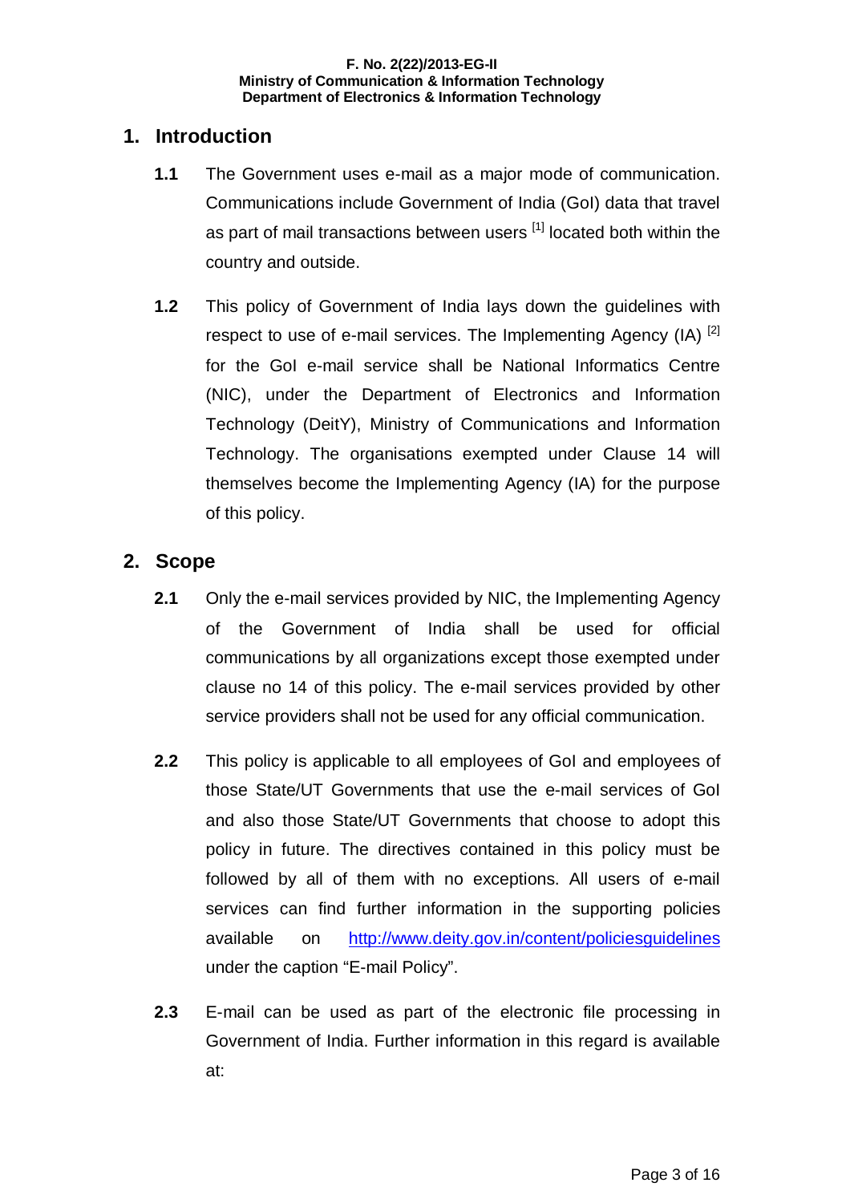F. No. 2(22)/2013-EG-II
Ministry of Communication & Information Technology
Department of Electronics & Information Technology

## 1. Introduction

**1.1** The Government uses e-mail as a major mode of communication. Communications include Government of India (GoI) data that travel as part of mail transactions between users [1] located both within the country and outside.

**1.2** This policy of Government of India lays down the guidelines with respect to use of e-mail services. The Implementing Agency (IA) [2] for the GoI e-mail service shall be National Informatics Centre (NIC), under the Department of Electronics and Information Technology (DeitY), Ministry of Communications and Information Technology. The organisations exempted under Clause 14 will themselves become the Implementing Agency (IA) for the purpose of this policy.

## 2. Scope

**2.1** Only the e-mail services provided by NIC, the Implementing Agency of the Government of India shall be used for official communications by all organizations except those exempted under clause no 14 of this policy. The e-mail services provided by other service providers shall not be used for any official communication.

**2.2** This policy is applicable to all employees of GoI and employees of those State/UT Governments that use the e-mail services of GoI and also those State/UT Governments that choose to adopt this policy in future. The directives contained in this policy must be followed by all of them with no exceptions. All users of e-mail services can find further information in the supporting policies available on http://www.deity.gov.in/content/policiesguidelines under the caption "E-mail Policy".

**2.3** E-mail can be used as part of the electronic file processing in Government of India. Further information in this regard is available at: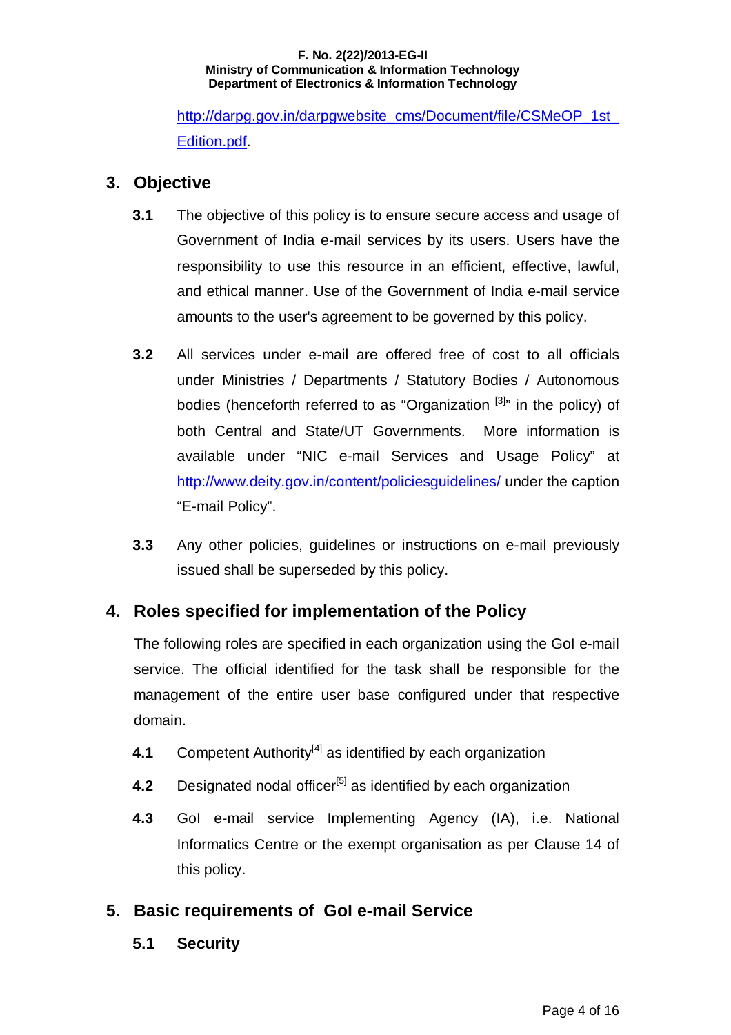http://darpg.gov.in/darpgwebsite_cms/Document/file/CSMeOP_1st_Edition.pdf.

## 3. Objective

**3.1** The objective of this policy is to ensure secure access and usage of Government of India e-mail services by its users. Users have the responsibility to use this resource in an efficient, effective, lawful, and ethical manner. Use of the Government of India e-mail service amounts to the user's agreement to be governed by this policy.

**3.2** All services under e-mail are offered free of cost to all officials under Ministries / Departments / Statutory Bodies / Autonomous bodies (henceforth referred to as "Organization [3]" in the policy) of both Central and State/UT Governments. More information is available under "NIC e-mail Services and Usage Policy" at http://www.deity.gov.in/content/policiesguidelines/ under the caption "E-mail Policy".

**3.3** Any other policies, guidelines or instructions on e-mail previously issued shall be superseded by this policy.

## 4. Roles specified for implementation of the Policy

The following roles are specified in each organization using the GoI e-mail service. The official identified for the task shall be responsible for the management of the entire user base configured under that respective domain.

**4.1** Competent Authority[4] as identified by each organization

**4.2** Designated nodal officer[5] as identified by each organization

**4.3** GoI e-mail service Implementing Agency (IA), i.e. National Informatics Centre or the exempt organisation as per Clause 14 of this policy.

## 5. Basic requirements of GoI e-mail Service

### 5.1 Security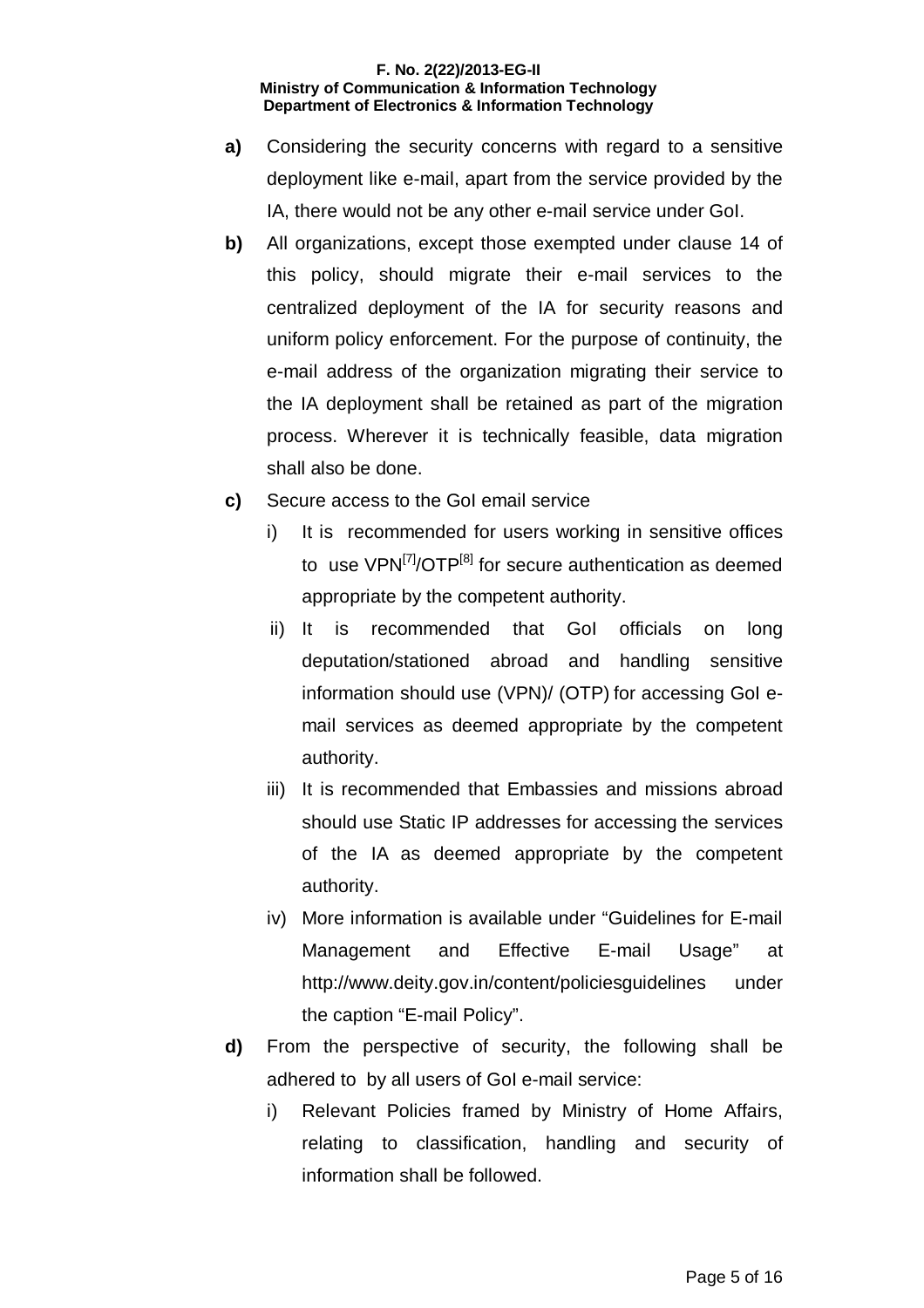- **a)** Considering the security concerns with regard to a sensitive deployment like e-mail, apart from the service provided by the IA, there would not be any other e-mail service under GoI.
- **b)** All organizations, except those exempted under clause 14 of this policy, should migrate their e-mail services to the centralized deployment of the IA for security reasons and uniform policy enforcement. For the purpose of continuity, the e-mail address of the organization migrating their service to the IA deployment shall be retained as part of the migration process. Wherever it is technically feasible, data migration shall also be done.
- **c)** Secure access to the GoI email service
  - i) It is recommended for users working in sensitive offices to use VPN[7]/OTP[8] for secure authentication as deemed appropriate by the competent authority.
  - ii) It is recommended that GoI officials on long deputation/stationed abroad and handling sensitive information should use (VPN)/ (OTP) for accessing GoI e-mail services as deemed appropriate by the competent authority.
  - iii) It is recommended that Embassies and missions abroad should use Static IP addresses for accessing the services of the IA as deemed appropriate by the competent authority.
  - iv) More information is available under "Guidelines for E-mail Management and Effective E-mail Usage" at http://www.deity.gov.in/content/policiesguidelines under the caption "E-mail Policy".
- **d)** From the perspective of security, the following shall be adhered to by all users of GoI e-mail service:
  - i) Relevant Policies framed by Ministry of Home Affairs, relating to classification, handling and security of information shall be followed.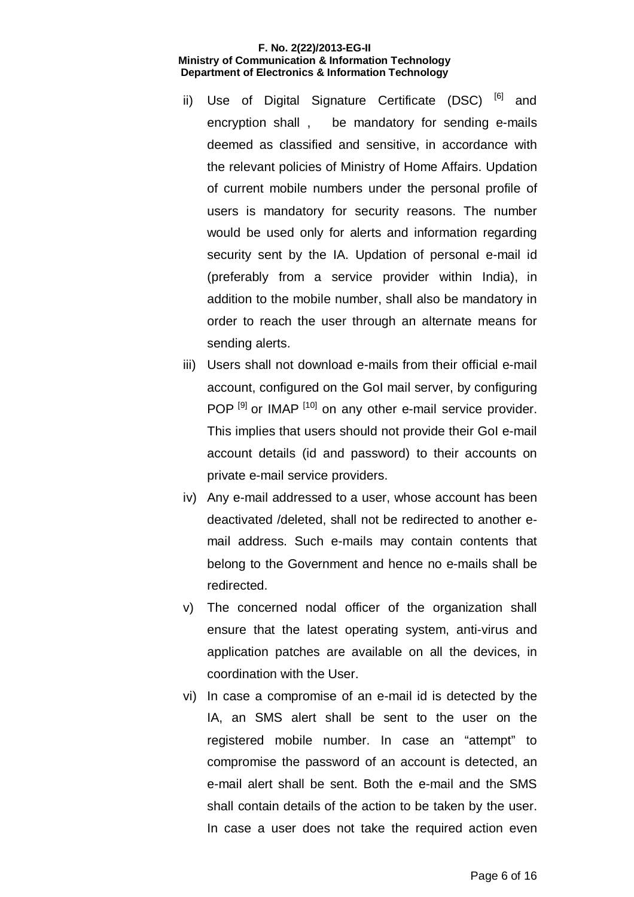ii) Use of Digital Signature Certificate (DSC) [6] and encryption shall , be mandatory for sending e-mails deemed as classified and sensitive, in accordance with the relevant policies of Ministry of Home Affairs. Updation of current mobile numbers under the personal profile of users is mandatory for security reasons. The number would be used only for alerts and information regarding security sent by the IA. Updation of personal e-mail id (preferably from a service provider within India), in addition to the mobile number, shall also be mandatory in order to reach the user through an alternate means for sending alerts.

iii) Users shall not download e-mails from their official e-mail account, configured on the GoI mail server, by configuring POP [9] or IMAP [10] on any other e-mail service provider. This implies that users should not provide their GoI e-mail account details (id and password) to their accounts on private e-mail service providers.

iv) Any e-mail addressed to a user, whose account has been deactivated /deleted, shall not be redirected to another e-mail address. Such e-mails may contain contents that belong to the Government and hence no e-mails shall be redirected.

v) The concerned nodal officer of the organization shall ensure that the latest operating system, anti-virus and application patches are available on all the devices, in coordination with the User.

vi) In case a compromise of an e-mail id is detected by the IA, an SMS alert shall be sent to the user on the registered mobile number. In case an "attempt" to compromise the password of an account is detected, an e-mail alert shall be sent. Both the e-mail and the SMS shall contain details of the action to be taken by the user. In case a user does not take the required action even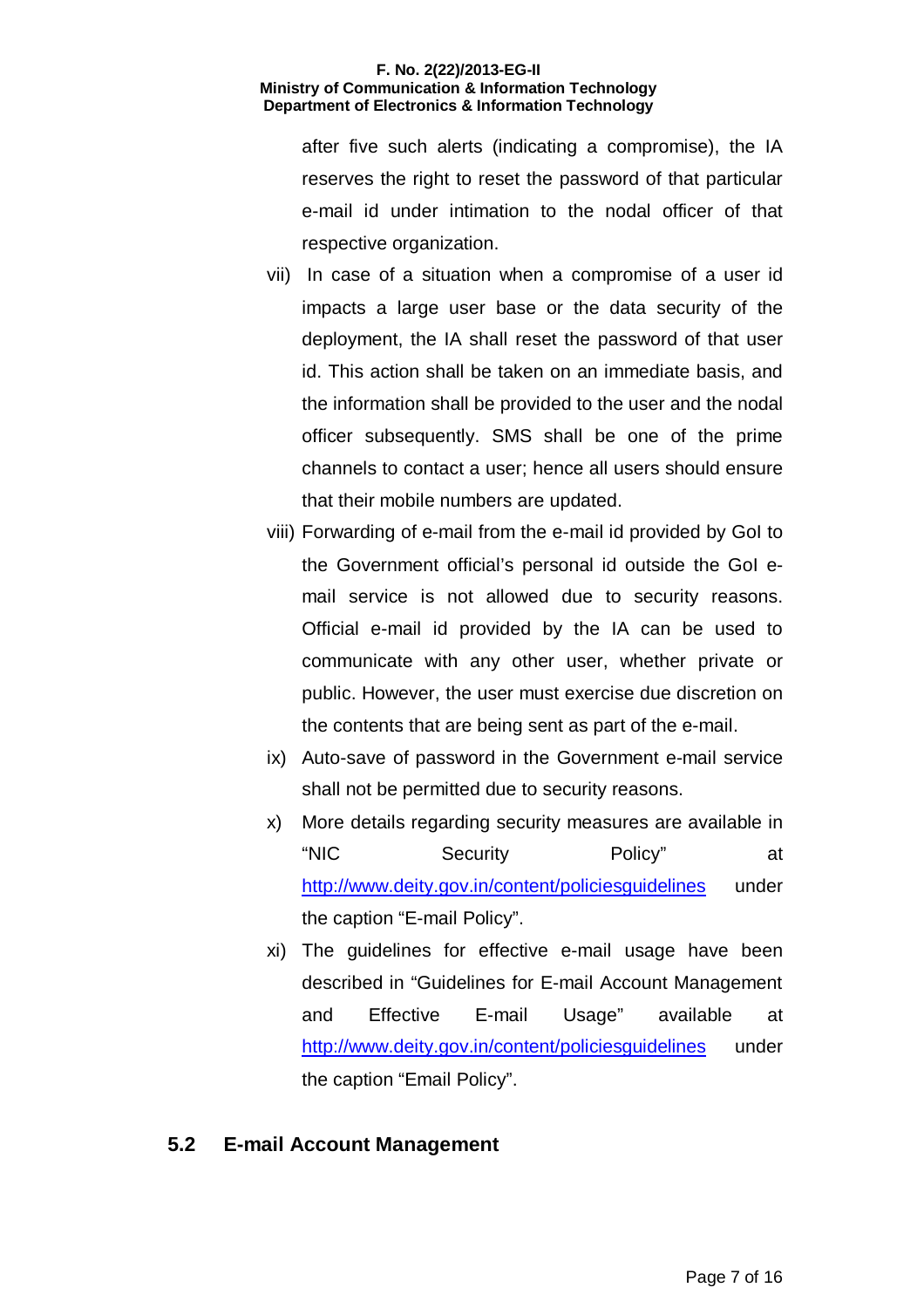after five such alerts (indicating a compromise), the IA reserves the right to reset the password of that particular e-mail id under intimation to the nodal officer of that respective organization.

vii) In case of a situation when a compromise of a user id impacts a large user base or the data security of the deployment, the IA shall reset the password of that user id. This action shall be taken on an immediate basis, and the information shall be provided to the user and the nodal officer subsequently. SMS shall be one of the prime channels to contact a user; hence all users should ensure that their mobile numbers are updated.

viii) Forwarding of e-mail from the e-mail id provided by GoI to the Government official's personal id outside the GoI e-mail service is not allowed due to security reasons. Official e-mail id provided by the IA can be used to communicate with any other user, whether private or public. However, the user must exercise due discretion on the contents that are being sent as part of the e-mail.

ix) Auto-save of password in the Government e-mail service shall not be permitted due to security reasons.

x) More details regarding security measures are available in "NIC Security Policy" at http://www.deity.gov.in/content/policiesguidelines under the caption "E-mail Policy".

xi) The guidelines for effective e-mail usage have been described in "Guidelines for E-mail Account Management and Effective E-mail Usage" available at http://www.deity.gov.in/content/policiesguidelines under the caption "Email Policy".

## 5.2 E-mail Account Management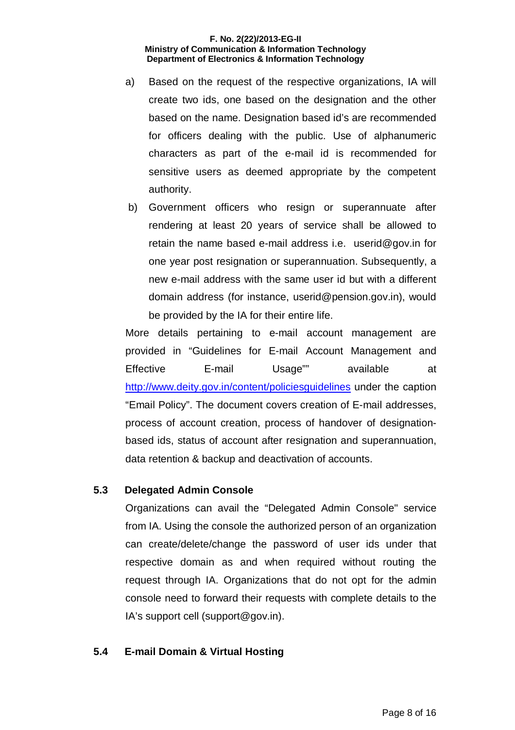a) Based on the request of the respective organizations, IA will create two ids, one based on the designation and the other based on the name. Designation based id's are recommended for officers dealing with the public. Use of alphanumeric characters as part of the e-mail id is recommended for sensitive users as deemed appropriate by the competent authority.

b) Government officers who resign or superannuate after rendering at least 20 years of service shall be allowed to retain the name based e-mail address i.e. userid@gov.in for one year post resignation or superannuation. Subsequently, a new e-mail address with the same user id but with a different domain address (for instance, userid@pension.gov.in), would be provided by the IA for their entire life.

More details pertaining to e-mail account management are provided in "Guidelines for E-mail Account Management and Effective E-mail Usage"" available at http://www.deity.gov.in/content/policiesguidelines under the caption "Email Policy". The document covers creation of E-mail addresses, process of account creation, process of handover of designation-based ids, status of account after resignation and superannuation, data retention & backup and deactivation of accounts.

### 5.3 Delegated Admin Console

Organizations can avail the "Delegated Admin Console" service from IA. Using the console the authorized person of an organization can create/delete/change the password of user ids under that respective domain as and when required without routing the request through IA. Organizations that do not opt for the admin console need to forward their requests with complete details to the IA's support cell (support@gov.in).

### 5.4 E-mail Domain & Virtual Hosting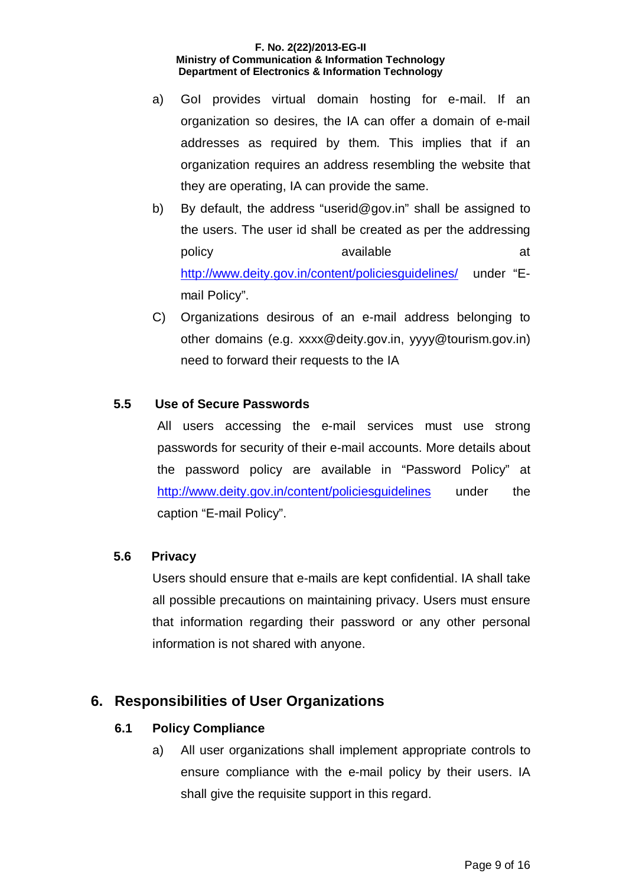a) GoI provides virtual domain hosting for e-mail. If an organization so desires, the IA can offer a domain of e-mail addresses as required by them. This implies that if an organization requires an address resembling the website that they are operating, IA can provide the same.

b) By default, the address “userid@gov.in” shall be assigned to the users. The user id shall be created as per the addressing policy available at http://www.deity.gov.in/content/policiesguidelines/ under “E-mail Policy”.

C) Organizations desirous of an e-mail address belonging to other domains (e.g. xxxx@deity.gov.in, yyyy@tourism.gov.in) need to forward their requests to the IA

### 5.5 Use of Secure Passwords

All users accessing the e-mail services must use strong passwords for security of their e-mail accounts. More details about the password policy are available in “Password Policy” at http://www.deity.gov.in/content/policiesguidelines under the caption “E-mail Policy”.

### 5.6 Privacy

Users should ensure that e-mails are kept confidential. IA shall take all possible precautions on maintaining privacy. Users must ensure that information regarding their password or any other personal information is not shared with anyone.

## 6. Responsibilities of User Organizations

### 6.1 Policy Compliance

a) All user organizations shall implement appropriate controls to ensure compliance with the e-mail policy by their users. IA shall give the requisite support in this regard.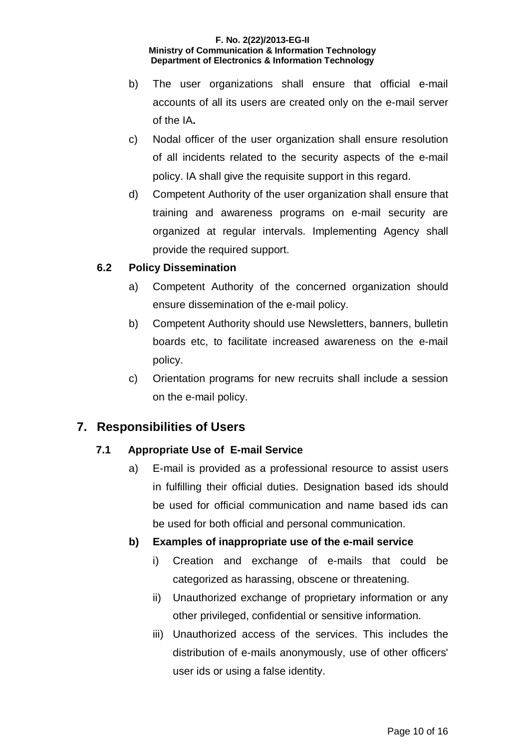b) The user organizations shall ensure that official e-mail accounts of all its users are created only on the e-mail server of the IA**.**

c) Nodal officer of the user organization shall ensure resolution of all incidents related to the security aspects of the e-mail policy. IA shall give the requisite support in this regard.

d) Competent Authority of the user organization shall ensure that training and awareness programs on e-mail security are organized at regular intervals. Implementing Agency shall provide the required support.

### 6.2 Policy Dissemination

a) Competent Authority of the concerned organization should ensure dissemination of the e-mail policy.

b) Competent Authority should use Newsletters, banners, bulletin boards etc, to facilitate increased awareness on the e-mail policy.

c) Orientation programs for new recruits shall include a session on the e-mail policy.

## 7. Responsibilities of Users

### 7.1 Appropriate Use of E-mail Service

a) E-mail is provided as a professional resource to assist users in fulfilling their official duties. Designation based ids should be used for official communication and name based ids can be used for both official and personal communication.

**b) Examples of inappropriate use of the e-mail service**

i) Creation and exchange of e-mails that could be categorized as harassing, obscene or threatening.

ii) Unauthorized exchange of proprietary information or any other privileged, confidential or sensitive information.

iii) Unauthorized access of the services. This includes the distribution of e-mails anonymously, use of other officers' user ids or using a false identity.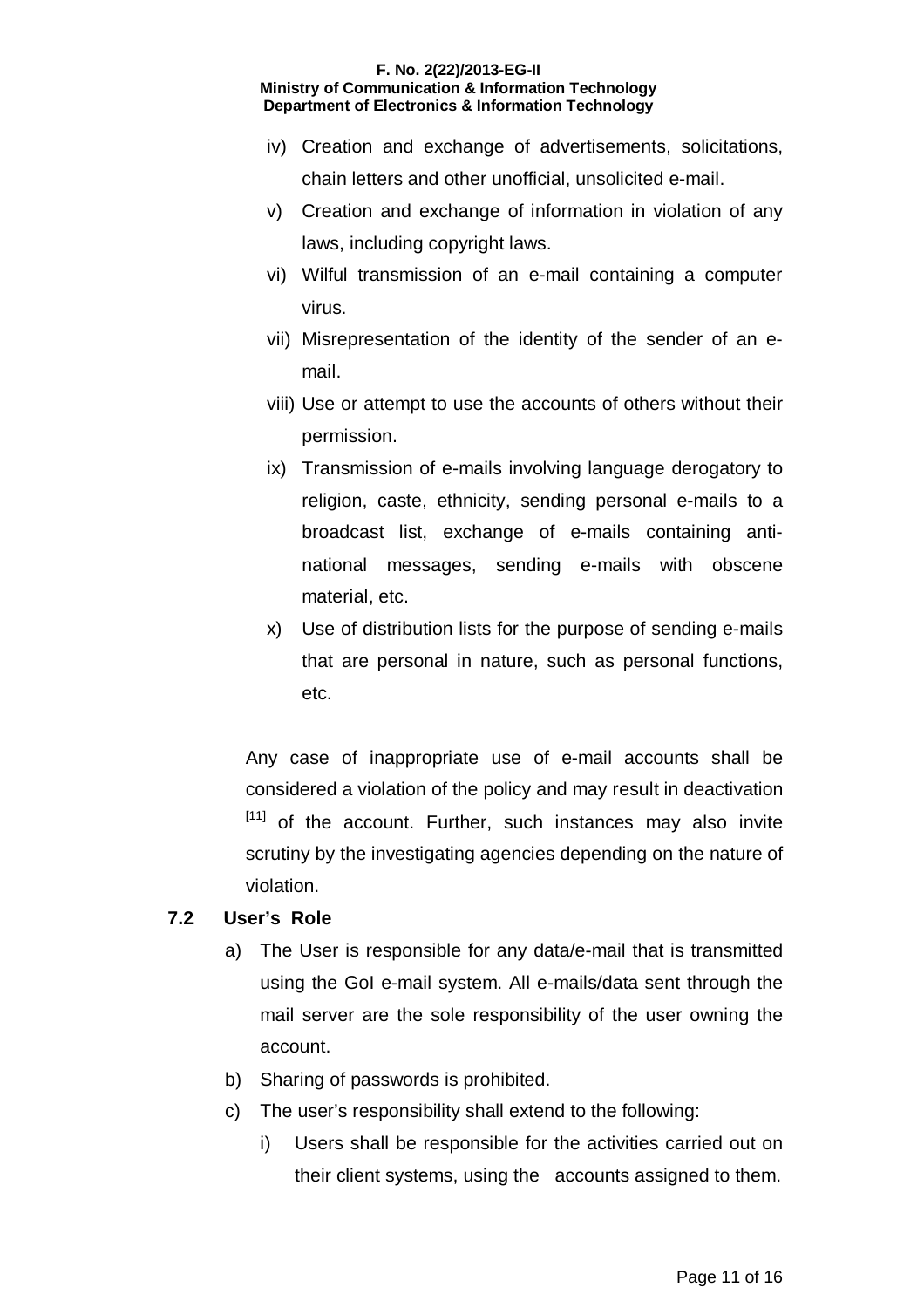iv) Creation and exchange of advertisements, solicitations, chain letters and other unofficial, unsolicited e-mail.

v) Creation and exchange of information in violation of any laws, including copyright laws.

vi) Wilful transmission of an e-mail containing a computer virus.

vii) Misrepresentation of the identity of the sender of an e-mail.

viii) Use or attempt to use the accounts of others without their permission.

ix) Transmission of e-mails involving language derogatory to religion, caste, ethnicity, sending personal e-mails to a broadcast list, exchange of e-mails containing anti-national messages, sending e-mails with obscene material, etc.

x) Use of distribution lists for the purpose of sending e-mails that are personal in nature, such as personal functions, etc.

Any case of inappropriate use of e-mail accounts shall be considered a violation of the policy and may result in deactivation [11] of the account. Further, such instances may also invite scrutiny by the investigating agencies depending on the nature of violation.

### 7.2 User's Role

a) The User is responsible for any data/e-mail that is transmitted using the GoI e-mail system. All e-mails/data sent through the mail server are the sole responsibility of the user owning the account.

b) Sharing of passwords is prohibited.

c) The user's responsibility shall extend to the following:

   i) Users shall be responsible for the activities carried out on their client systems, using the accounts assigned to them.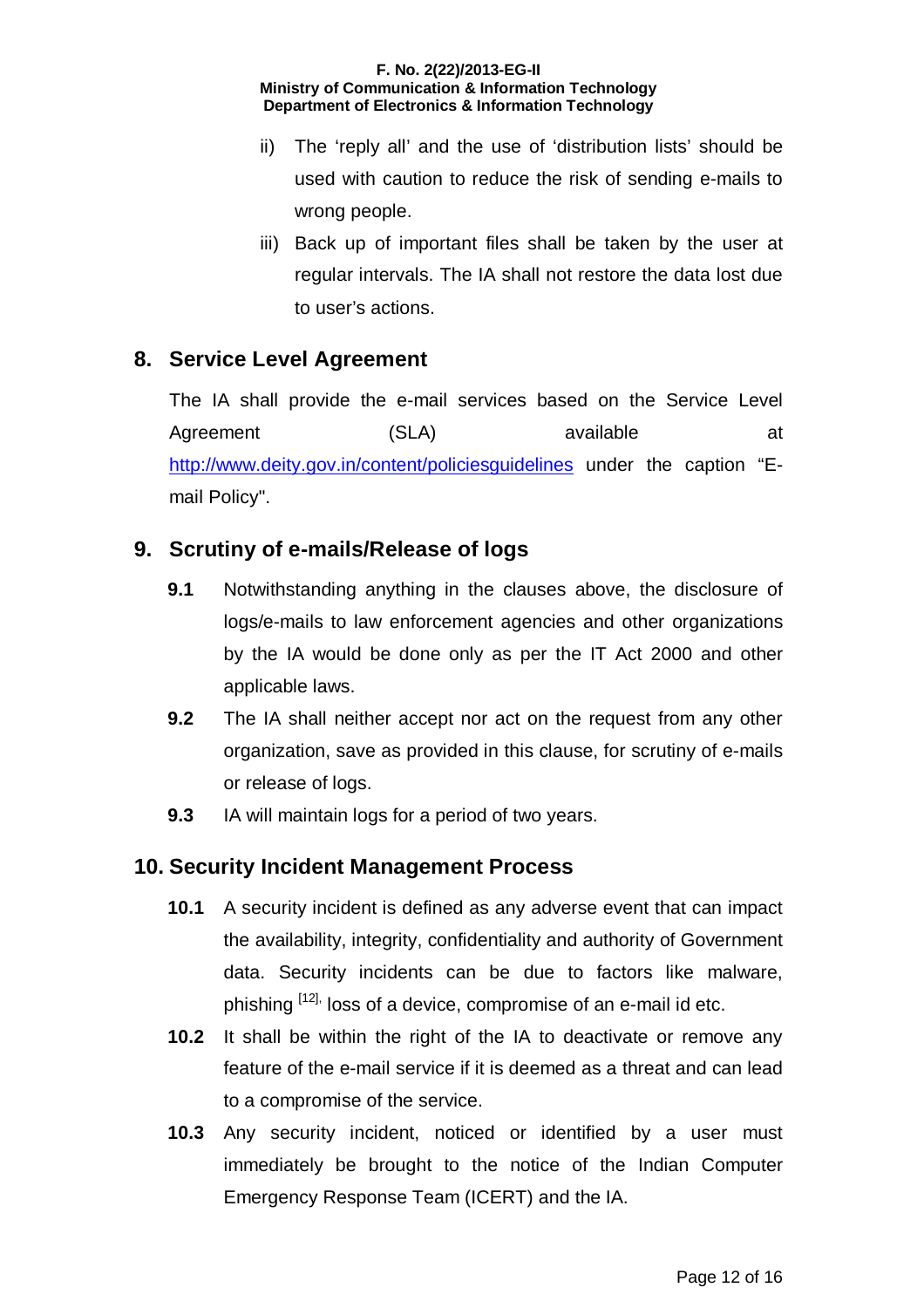ii) The 'reply all' and the use of 'distribution lists' should be used with caution to reduce the risk of sending e-mails to wrong people.

iii) Back up of important files shall be taken by the user at regular intervals. The IA shall not restore the data lost due to user's actions.

## 8. Service Level Agreement

The IA shall provide the e-mail services based on the Service Level Agreement (SLA) available at http://www.deity.gov.in/content/policiesguidelines under the caption "E-mail Policy".

## 9. Scrutiny of e-mails/Release of logs

**9.1** Notwithstanding anything in the clauses above, the disclosure of logs/e-mails to law enforcement agencies and other organizations by the IA would be done only as per the IT Act 2000 and other applicable laws.

**9.2** The IA shall neither accept nor act on the request from any other organization, save as provided in this clause, for scrutiny of e-mails or release of logs.

**9.3** IA will maintain logs for a period of two years.

## 10. Security Incident Management Process

**10.1** A security incident is defined as any adverse event that can impact the availability, integrity, confidentiality and authority of Government data. Security incidents can be due to factors like malware, phishing [12], loss of a device, compromise of an e-mail id etc.

**10.2** It shall be within the right of the IA to deactivate or remove any feature of the e-mail service if it is deemed as a threat and can lead to a compromise of the service.

**10.3** Any security incident, noticed or identified by a user must immediately be brought to the notice of the Indian Computer Emergency Response Team (ICERT) and the IA.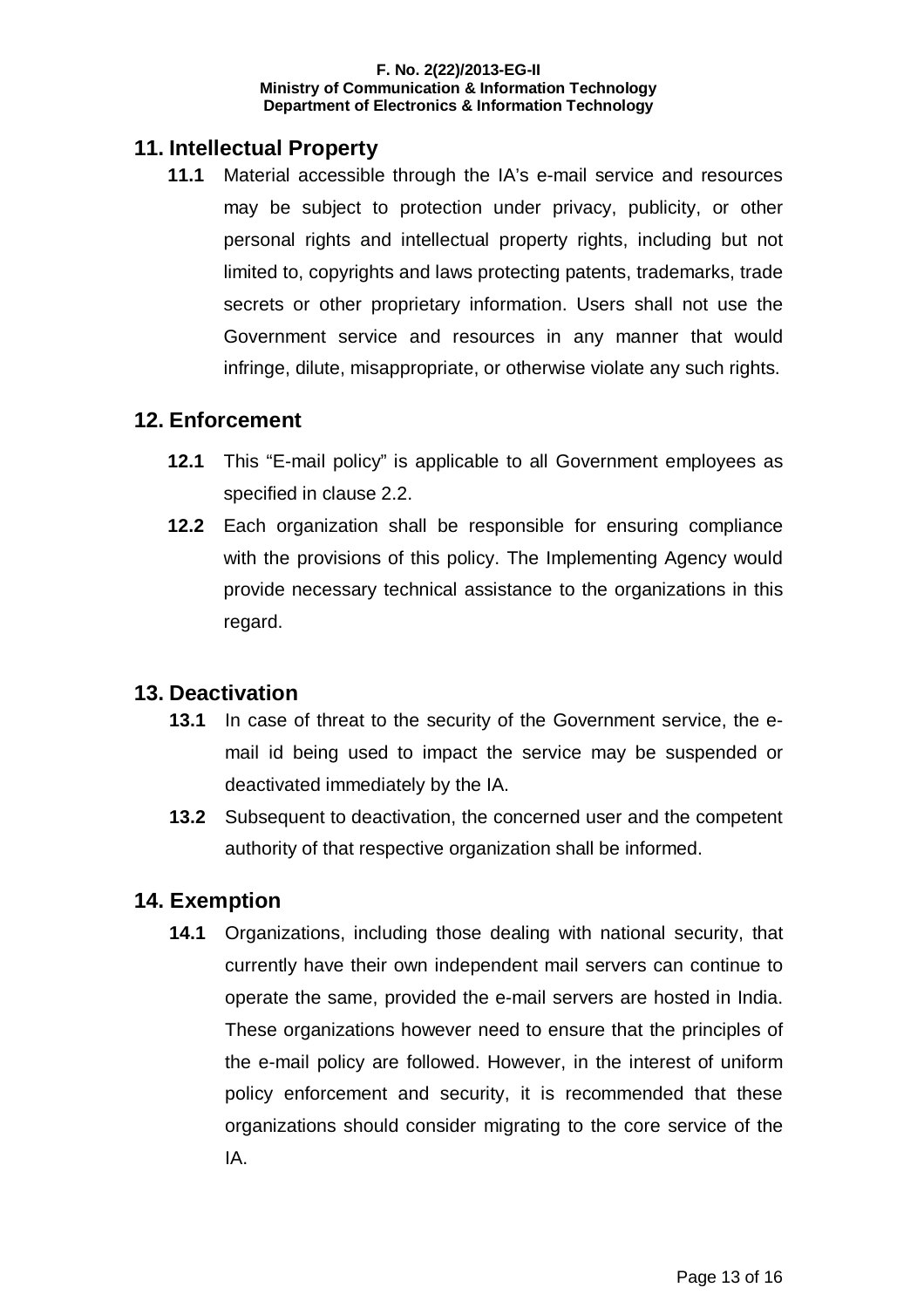## 11. Intellectual Property

**11.1** Material accessible through the IA's e-mail service and resources may be subject to protection under privacy, publicity, or other personal rights and intellectual property rights, including but not limited to, copyrights and laws protecting patents, trademarks, trade secrets or other proprietary information. Users shall not use the Government service and resources in any manner that would infringe, dilute, misappropriate, or otherwise violate any such rights.

## 12. Enforcement

**12.1** This "E-mail policy" is applicable to all Government employees as specified in clause 2.2.

**12.2** Each organization shall be responsible for ensuring compliance with the provisions of this policy. The Implementing Agency would provide necessary technical assistance to the organizations in this regard.

## 13. Deactivation

**13.1** In case of threat to the security of the Government service, the e-mail id being used to impact the service may be suspended or deactivated immediately by the IA.

**13.2** Subsequent to deactivation, the concerned user and the competent authority of that respective organization shall be informed.

## 14. Exemption

**14.1** Organizations, including those dealing with national security, that currently have their own independent mail servers can continue to operate the same, provided the e-mail servers are hosted in India. These organizations however need to ensure that the principles of the e-mail policy are followed. However, in the interest of uniform policy enforcement and security, it is recommended that these organizations should consider migrating to the core service of the IA.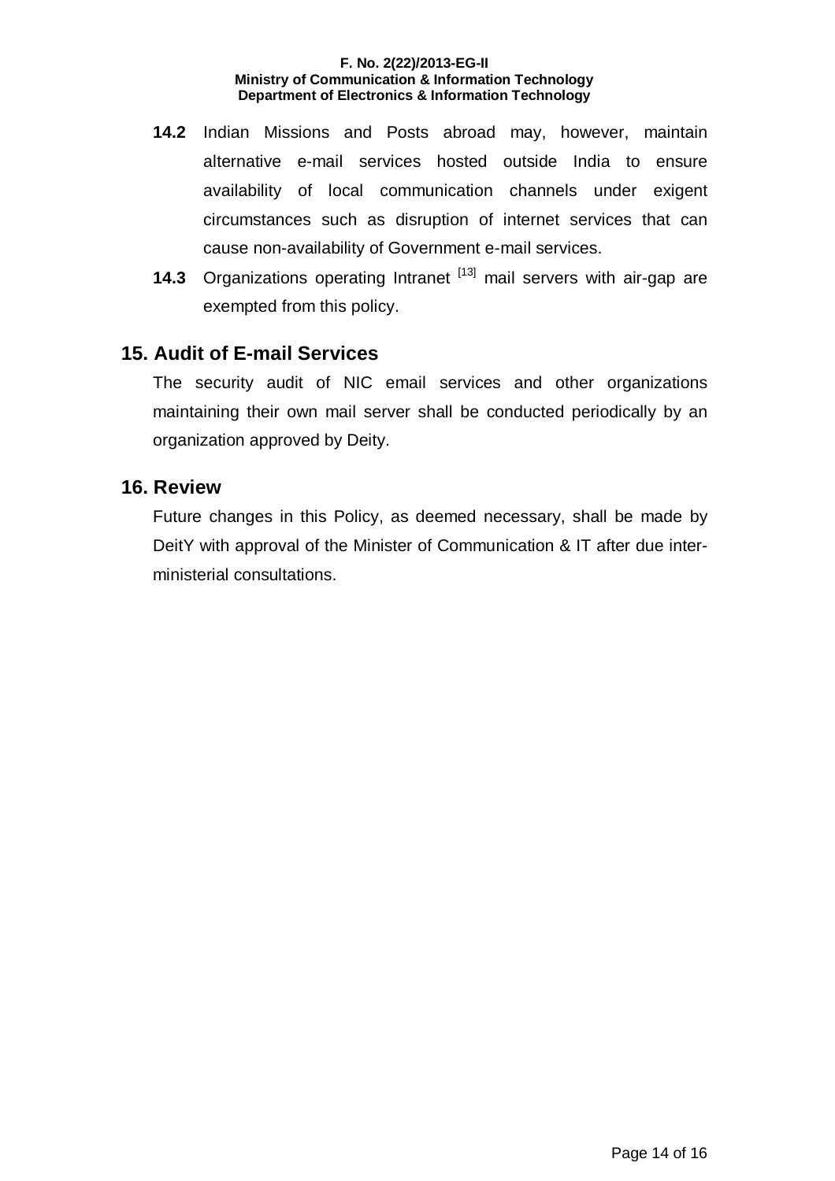**14.2** Indian Missions and Posts abroad may, however, maintain alternative e-mail services hosted outside India to ensure availability of local communication channels under exigent circumstances such as disruption of internet services that can cause non-availability of Government e-mail services.

**14.3** Organizations operating Intranet [13] mail servers with air-gap are exempted from this policy.

## 15. Audit of E-mail Services

The security audit of NIC email services and other organizations maintaining their own mail server shall be conducted periodically by an organization approved by Deity.

## 16. Review

Future changes in this Policy, as deemed necessary, shall be made by DeitY with approval of the Minister of Communication & IT after due inter-ministerial consultations.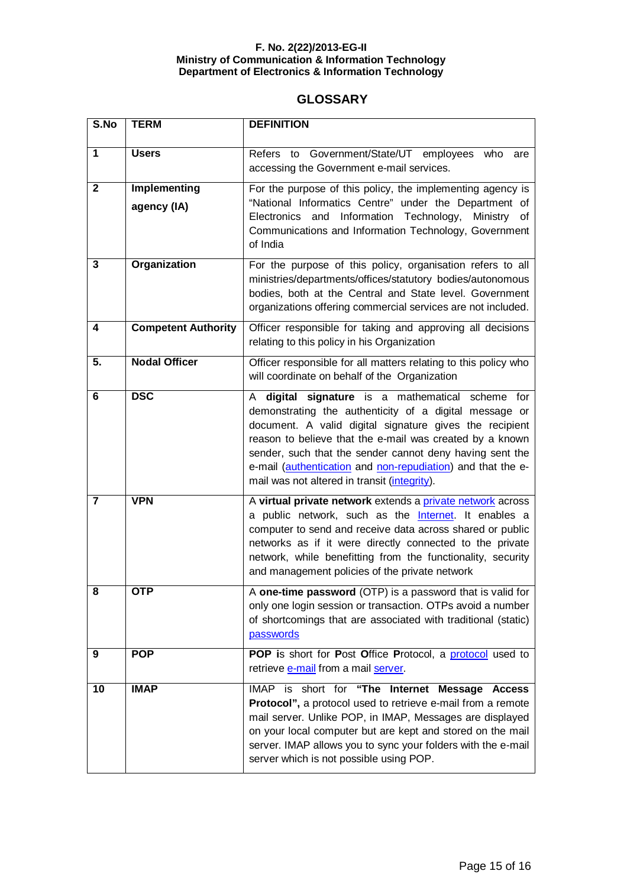**F. No. 2(22)/2013-EG-II**
**Ministry of Communication & Information Technology**
**Department of Electronics & Information Technology**

## GLOSSARY

| S.No | TERM | DEFINITION |
|---|---|---|
| 1 | **Users** | Refers to Government/State/UT employees who are accessing the Government e-mail services. |
| 2 | **Implementing agency (IA)** | For the purpose of this policy, the implementing agency is "National Informatics Centre" under the Department of Electronics and Information Technology, Ministry of Communications and Information Technology, Government of India |
| 3 | **Organization** | For the purpose of this policy, organisation refers to all ministries/departments/offices/statutory bodies/autonomous bodies, both at the Central and State level. Government organizations offering commercial services are not included. |
| 4 | **Competent Authority** | Officer responsible for taking and approving all decisions relating to this policy in his Organization |
| 5. | **Nodal Officer** | Officer responsible for all matters relating to this policy who will coordinate on behalf of the Organization |
| 6 | **DSC** | A **digital signature** is a mathematical scheme for demonstrating the authenticity of a digital message or document. A valid digital signature gives the recipient reason to believe that the e-mail was created by a known sender, such that the sender cannot deny having sent the e-mail (authentication and non-repudiation) and that the e-mail was not altered in transit (integrity). |
| 7 | **VPN** | A **virtual private network** extends a private network across a public network, such as the Internet. It enables a computer to send and receive data across shared or public networks as if it were directly connected to the private network, while benefitting from the functionality, security and management policies of the private network |
| 8 | **OTP** | A **one-time password** (OTP) is a password that is valid for only one login session or transaction. OTPs avoid a number of shortcomings that are associated with traditional (static) passwords |
| 9 | **POP** | **POP is** short for **P**ost **O**ffice **P**rotocol, a protocol used to retrieve e-mail from a mail server. |
| 10 | **IMAP** | IMAP is short for **"The Internet Message Access Protocol",** a protocol used to retrieve e-mail from a remote mail server. Unlike POP, in IMAP, Messages are displayed on your local computer but are kept and stored on the mail server. IMAP allows you to sync your folders with the e-mail server which is not possible using POP. |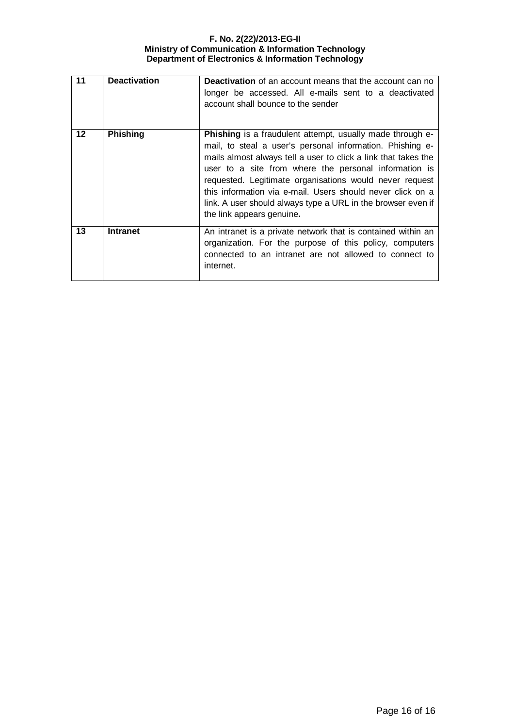| | | |
|---|---|---|
| 11 | **Deactivation** | **Deactivation** of an account means that the account can no longer be accessed. All e-mails sent to a deactivated account shall bounce to the sender |
| 12 | **Phishing** | **Phishing** is a fraudulent attempt, usually made through e-mail, to steal a user's personal information. Phishing e-mails almost always tell a user to click a link that takes the user to a site from where the personal information is requested. Legitimate organisations would never request this information via e-mail. Users should never click on a link. A user should always type a URL in the browser even if the link appears genuine**.** |
| 13 | **Intranet** | An intranet is a private network that is contained within an organization. For the purpose of this policy, computers connected to an intranet are not allowed to connect to internet. |